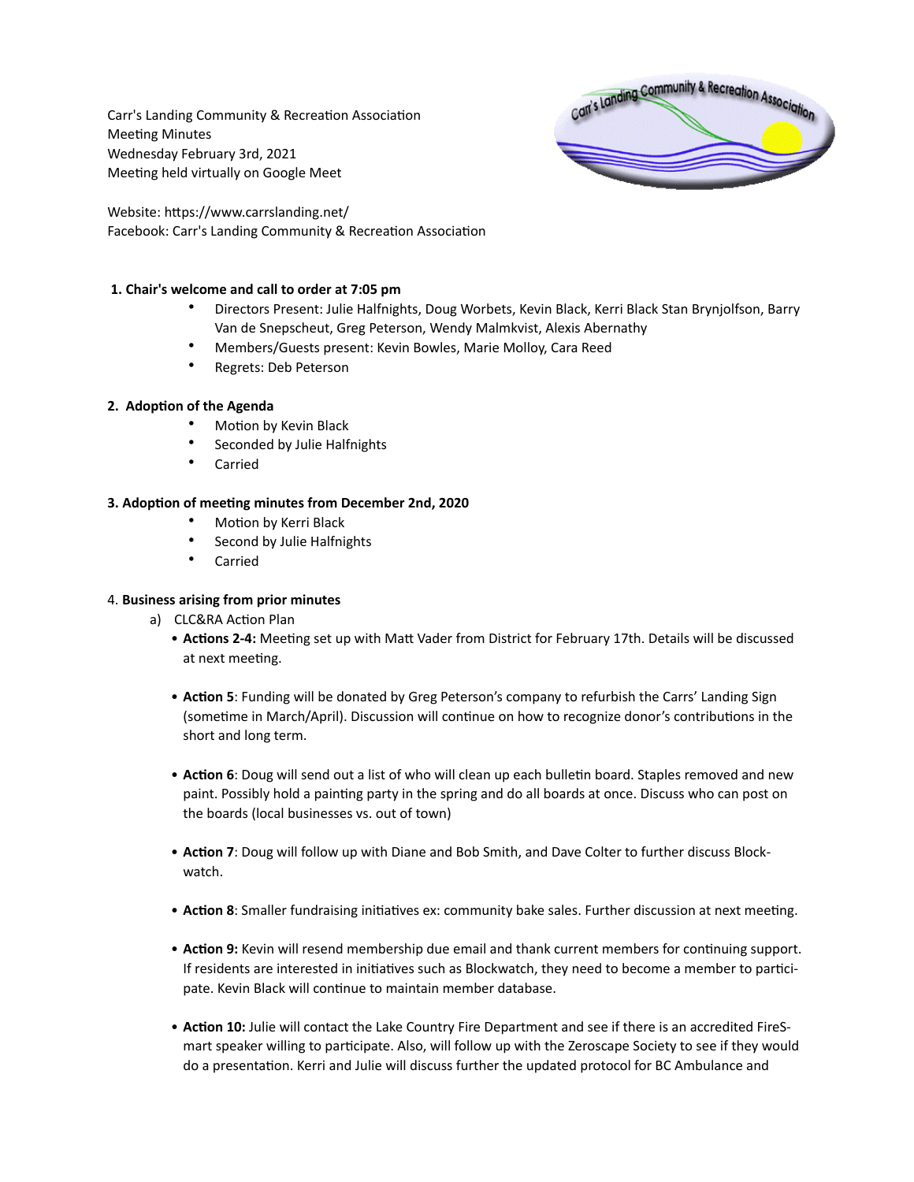Carr's Landing Community & Recreation Association
Meeting Minutes
Wednesday February 3rd, 2021
Meeting held virtually on Google Meet

Website: https://www.carrslanding.net/
Facebook: Carr's Landing Community & Recreation Association

**1. Chair's welcome and call to order at 7:05 pm**

- Directors Present: Julie Halfnights, Doug Worbets, Kevin Black, Kerri Black Stan Brynjolfson, Barry Van de Snepscheut, Greg Peterson, Wendy Malmkvist, Alexis Abernathy
- Members/Guests present: Kevin Bowles, Marie Molloy, Cara Reed
- Regrets: Deb Peterson

**2. Adoption of the Agenda**

- Motion by Kevin Black
- Seconded by Julie Halfnights
- Carried

**3. Adoption of meeting minutes from December 2nd, 2020**

- Motion by Kerri Black
- Second by Julie Halfnights
- Carried

4. **Business arising from prior minutes**

a) CLC&RA Action Plan

- **Actions 2-4:** Meeting set up with Matt Vader from District for February 17th. Details will be discussed at next meeting.
- **Action 5**: Funding will be donated by Greg Peterson's company to refurbish the Carrs' Landing Sign (sometime in March/April). Discussion will continue on how to recognize donor's contributions in the short and long term.
- **Action 6**: Doug will send out a list of who will clean up each bulletin board. Staples removed and new paint. Possibly hold a painting party in the spring and do all boards at once. Discuss who can post on the boards (local businesses vs. out of town)
- **Action 7**: Doug will follow up with Diane and Bob Smith, and Dave Colter to further discuss Block-watch.
- **Action 8**: Smaller fundraising initiatives ex: community bake sales. Further discussion at next meeting.
- **Action 9:** Kevin will resend membership due email and thank current members for continuing support. If residents are interested in initiatives such as Blockwatch, they need to become a member to participate. Kevin Black will continue to maintain member database.
- **Action 10:** Julie will contact the Lake Country Fire Department and see if there is an accredited FireSmart speaker willing to participate. Also, will follow up with the Zeroscape Society to see if they would do a presentation. Kerri and Julie will discuss further the updated protocol for BC Ambulance and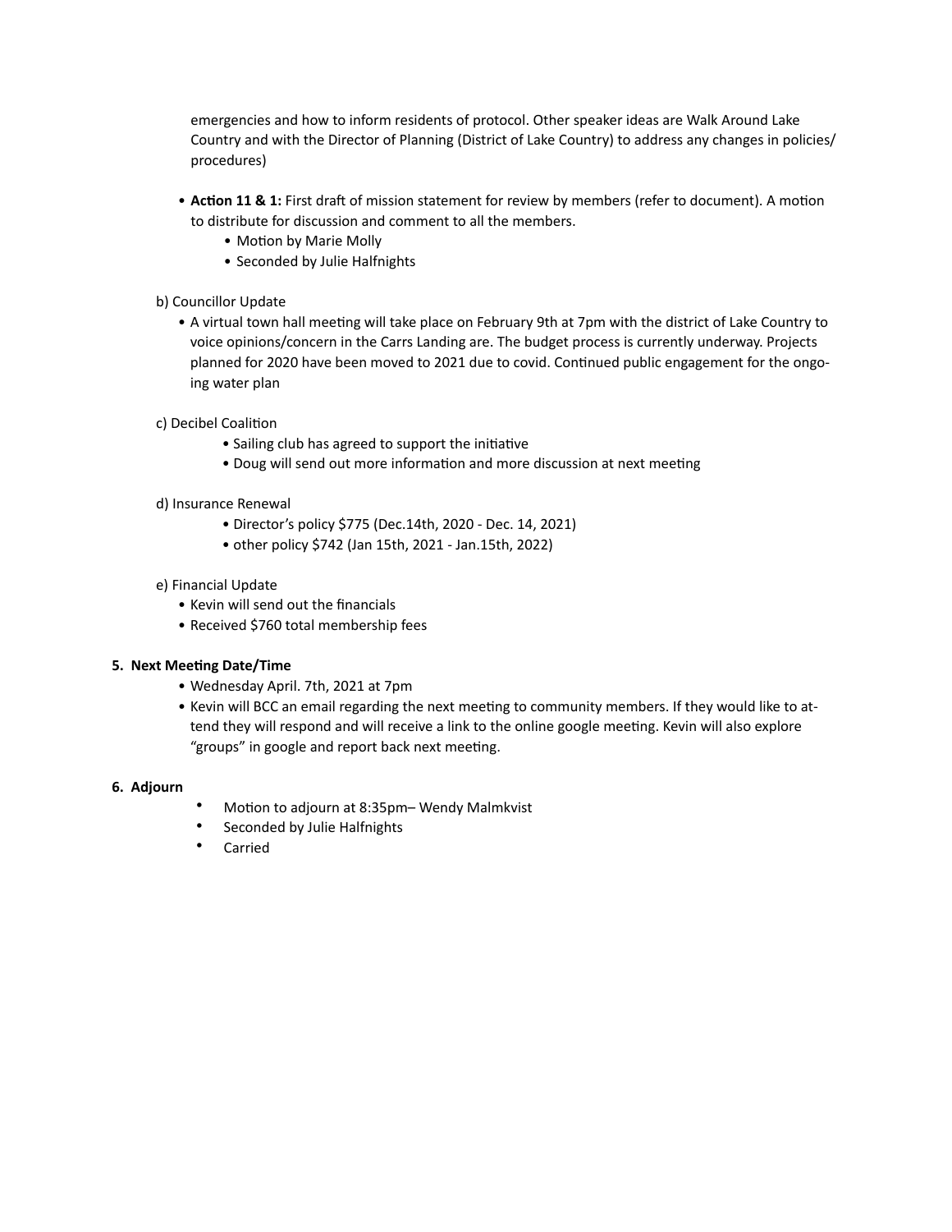emergencies and how to inform residents of protocol. Other speaker ideas are Walk Around Lake Country and with the Director of Planning (District of Lake Country) to address any changes in policies/ procedures)

- **Action 11 & 1:** First draft of mission statement for review by members (refer to document). A motion to distribute for discussion and comment to all the members.
  - Motion by Marie Molly
  - Seconded by Julie Halfnights

b) Councillor Update

- A virtual town hall meeting will take place on February 9th at 7pm with the district of Lake Country to voice opinions/concern in the Carrs Landing are. The budget process is currently underway. Projects planned for 2020 have been moved to 2021 due to covid. Continued public engagement for the ongoing water plan

c) Decibel Coalition

- Sailing club has agreed to support the initiative
- Doug will send out more information and more discussion at next meeting

d) Insurance Renewal

- Director's policy $775 (Dec.14th, 2020 - Dec. 14, 2021)
- other policy $742 (Jan 15th, 2021 - Jan.15th, 2022)

e) Financial Update

- Kevin will send out the financials
- Received $760 total membership fees

**5. Next Meeting Date/Time**

- Wednesday April. 7th, 2021 at 7pm
- Kevin will BCC an email regarding the next meeting to community members. If they would like to attend they will respond and will receive a link to the online google meeting. Kevin will also explore "groups" in google and report back next meeting.

**6. Adjourn**

- Motion to adjourn at 8:35pm– Wendy Malmkvist
- Seconded by Julie Halfnights
- Carried